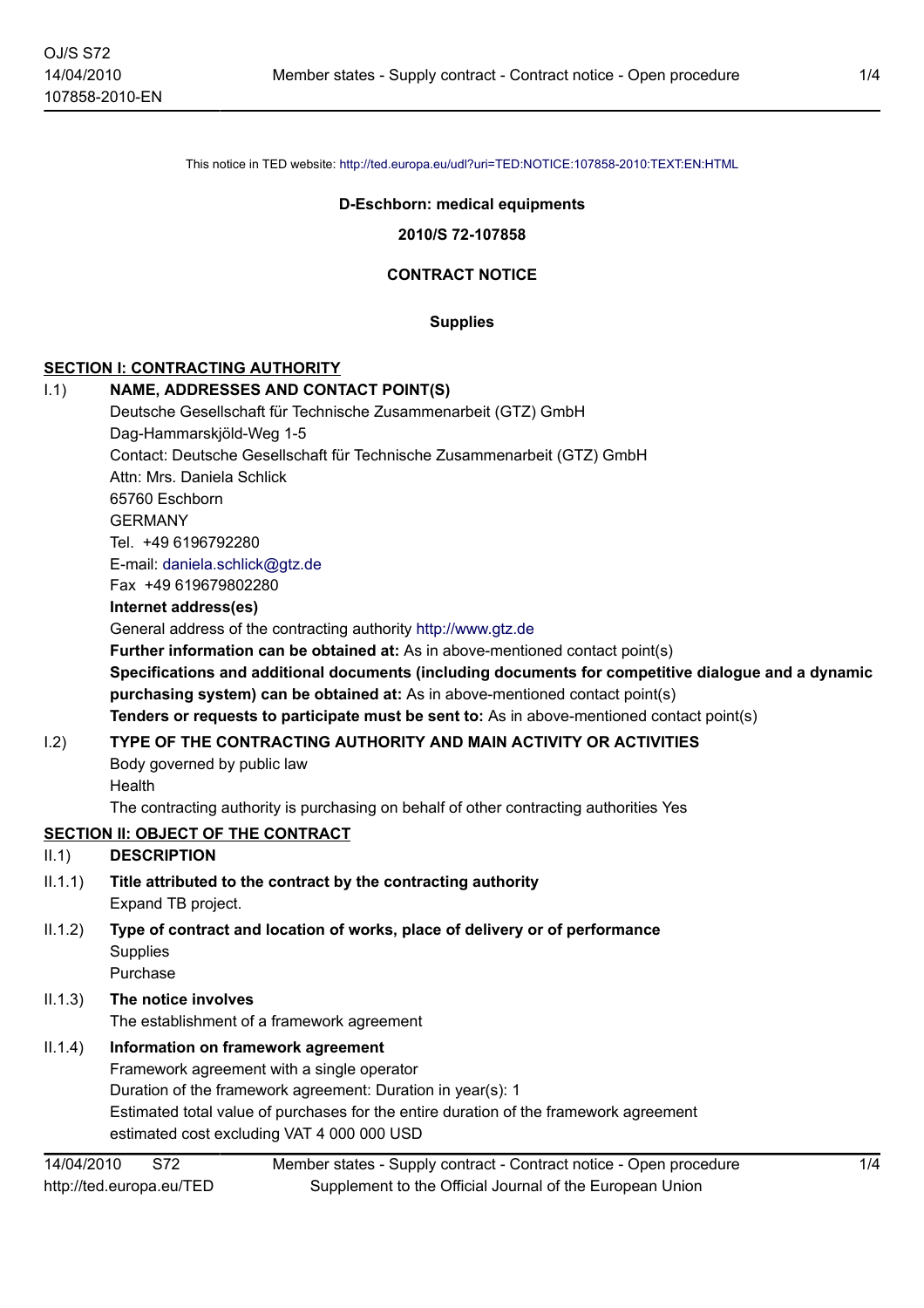This notice in TED website: http://ted.europa.eu/udl?uri=TED:NOTICE:107858-2010:TEXT:EN:HTML

**D-Eschborn: medical equipments**

**2010/S 72-107858**

**CONTRACT NOTICE**

**Supplies**

## SECTION I: CONTRACTING AUTHORITY

**I.1) NAME, ADDRESSES AND CONTACT POINT(S)**

Deutsche Gesellschaft für Technische Zusammenarbeit (GTZ) GmbH
Dag-Hammarskjöld-Weg 1-5
Contact: Deutsche Gesellschaft für Technische Zusammenarbeit (GTZ) GmbH
Attn: Mrs. Daniela Schlick
65760 Eschborn
GERMANY
Tel. +49 6196792280
E-mail: daniela.schlick@gtz.de
Fax +49 619679802280

**Internet address(es)**

General address of the contracting authority http://www.gtz.de

**Further information can be obtained at:** As in above-mentioned contact point(s)

**Specifications and additional documents (including documents for competitive dialogue and a dynamic purchasing system) can be obtained at:** As in above-mentioned contact point(s)

**Tenders or requests to participate must be sent to:** As in above-mentioned contact point(s)

**I.2) TYPE OF THE CONTRACTING AUTHORITY AND MAIN ACTIVITY OR ACTIVITIES**

Body governed by public law
Health
The contracting authority is purchasing on behalf of other contracting authorities Yes

## SECTION II: OBJECT OF THE CONTRACT

**II.1) DESCRIPTION**

**II.1.1) Title attributed to the contract by the contracting authority**

Expand TB project.

**II.1.2) Type of contract and location of works, place of delivery or of performance**

Supplies
Purchase

**II.1.3) The notice involves**

The establishment of a framework agreement

**II.1.4) Information on framework agreement**

Framework agreement with a single operator
Duration of the framework agreement: Duration in year(s): 1
Estimated total value of purchases for the entire duration of the framework agreement
estimated cost excluding VAT 4 000 000 USD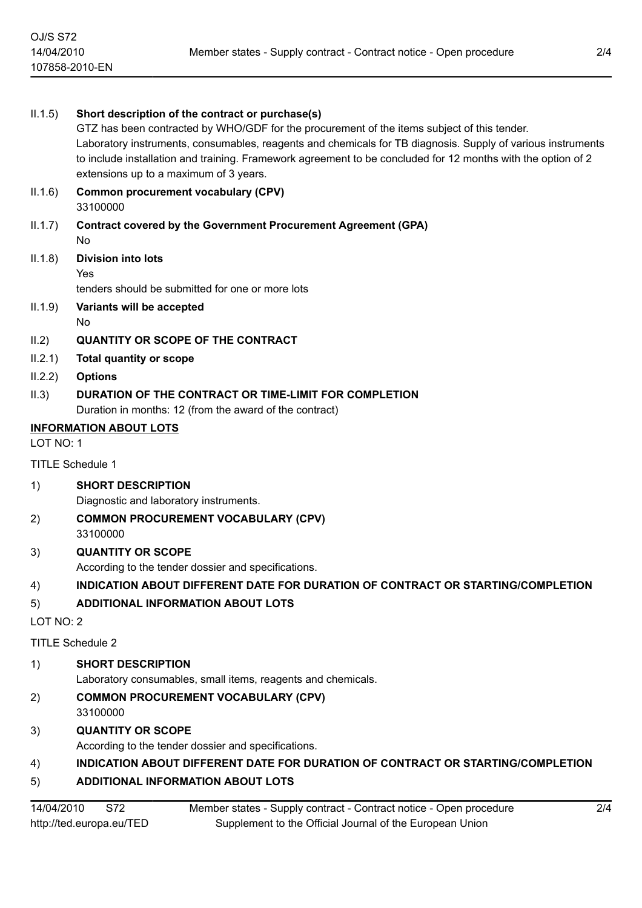II.1.5) **Short description of the contract or purchase(s)**

GTZ has been contracted by WHO/GDF for the procurement of the items subject of this tender.
Laboratory instruments, consumables, reagents and chemicals for TB diagnosis. Supply of various instruments to include installation and training. Framework agreement to be concluded for 12 months with the option of 2 extensions up to a maximum of 3 years.

II.1.6) **Common procurement vocabulary (CPV)**

33100000

II.1.7) **Contract covered by the Government Procurement Agreement (GPA)**

No

II.1.8) **Division into lots**

Yes

tenders should be submitted for one or more lots

II.1.9) **Variants will be accepted**

No

II.2) **QUANTITY OR SCOPE OF THE CONTRACT**

II.2.1) **Total quantity or scope**

II.2.2) **Options**

II.3) **DURATION OF THE CONTRACT OR TIME-LIMIT FOR COMPLETION**

Duration in months: 12 (from the award of the contract)

**INFORMATION ABOUT LOTS**

LOT NO: 1

TITLE Schedule 1

1) **SHORT DESCRIPTION**

Diagnostic and laboratory instruments.

2) **COMMON PROCUREMENT VOCABULARY (CPV)**

33100000

3) **QUANTITY OR SCOPE**

According to the tender dossier and specifications.

4) **INDICATION ABOUT DIFFERENT DATE FOR DURATION OF CONTRACT OR STARTING/COMPLETION**

5) **ADDITIONAL INFORMATION ABOUT LOTS**

LOT NO: 2

TITLE Schedule 2

1) **SHORT DESCRIPTION**

Laboratory consumables, small items, reagents and chemicals.

2) **COMMON PROCUREMENT VOCABULARY (CPV)**

33100000

3) **QUANTITY OR SCOPE**

According to the tender dossier and specifications.

4) **INDICATION ABOUT DIFFERENT DATE FOR DURATION OF CONTRACT OR STARTING/COMPLETION**

5) **ADDITIONAL INFORMATION ABOUT LOTS**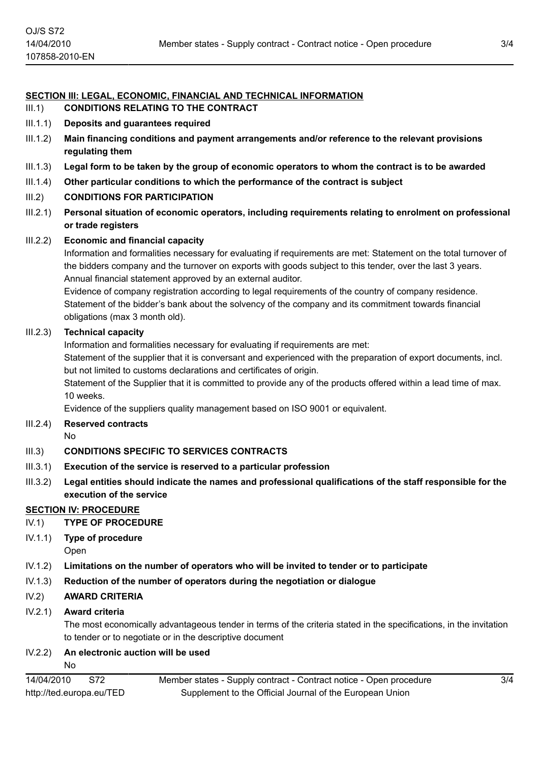## SECTION III: LEGAL, ECONOMIC, FINANCIAL AND TECHNICAL INFORMATION

III.1) **CONDITIONS RELATING TO THE CONTRACT**

III.1.1) **Deposits and guarantees required**

III.1.2) **Main financing conditions and payment arrangements and/or reference to the relevant provisions regulating them**

III.1.3) **Legal form to be taken by the group of economic operators to whom the contract is to be awarded**

III.1.4) **Other particular conditions to which the performance of the contract is subject**

III.2) **CONDITIONS FOR PARTICIPATION**

III.2.1) **Personal situation of economic operators, including requirements relating to enrolment on professional or trade registers**

III.2.2) **Economic and financial capacity**

Information and formalities necessary for evaluating if requirements are met: Statement on the total turnover of the bidders company and the turnover on exports with goods subject to this tender, over the last 3 years. Annual financial statement approved by an external auditor.

Evidence of company registration according to legal requirements of the country of company residence. Statement of the bidder's bank about the solvency of the company and its commitment towards financial obligations (max 3 month old).

III.2.3) **Technical capacity**

Information and formalities necessary for evaluating if requirements are met:

Statement of the supplier that it is conversant and experienced with the preparation of export documents, incl. but not limited to customs declarations and certificates of origin.

Statement of the Supplier that it is committed to provide any of the products offered within a lead time of max. 10 weeks.

Evidence of the suppliers quality management based on ISO 9001 or equivalent.

III.2.4) **Reserved contracts**

No

III.3) **CONDITIONS SPECIFIC TO SERVICES CONTRACTS**

III.3.1) **Execution of the service is reserved to a particular profession**

III.3.2) **Legal entities should indicate the names and professional qualifications of the staff responsible for the execution of the service**

## SECTION IV: PROCEDURE

IV.1) **TYPE OF PROCEDURE**

IV.1.1) **Type of procedure**

Open

IV.1.2) **Limitations on the number of operators who will be invited to tender or to participate**

IV.1.3) **Reduction of the number of operators during the negotiation or dialogue**

IV.2) **AWARD CRITERIA**

IV.2.1) **Award criteria**

The most economically advantageous tender in terms of the criteria stated in the specifications, in the invitation to tender or to negotiate or in the descriptive document

IV.2.2) **An electronic auction will be used**

No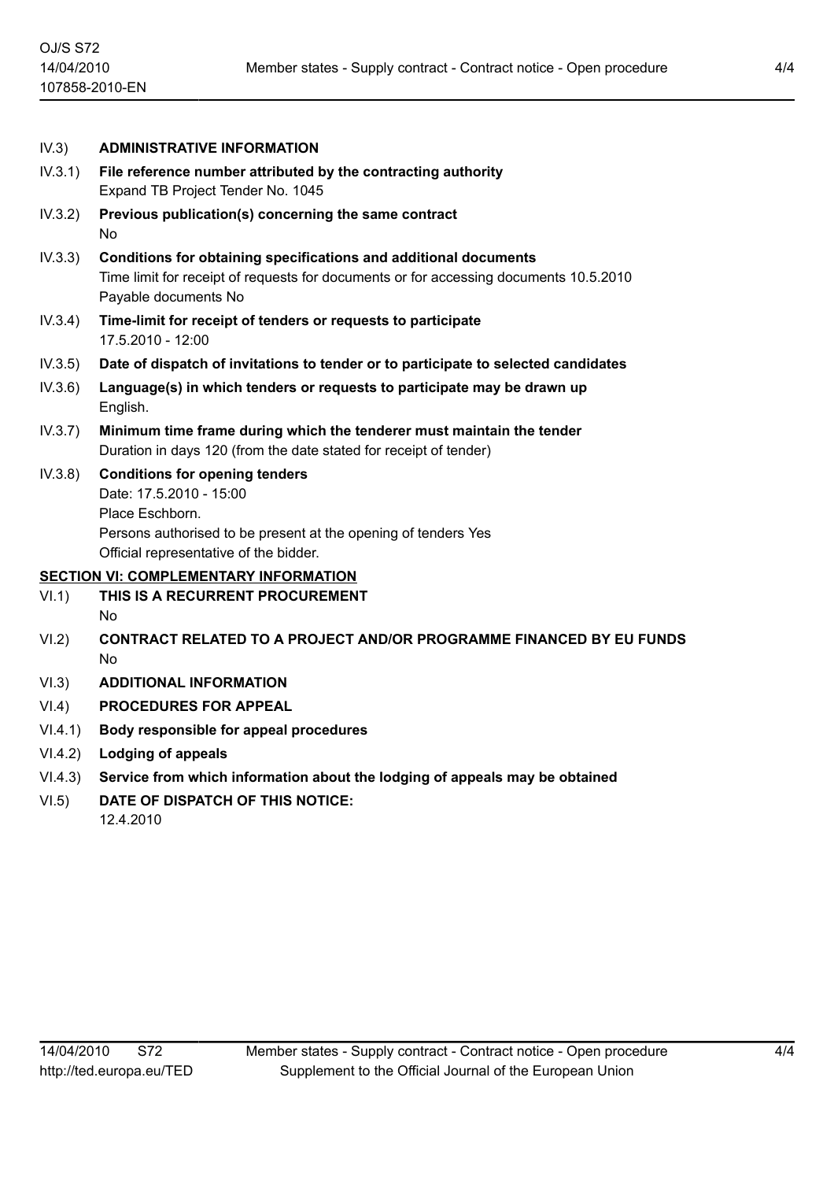IV.3) **ADMINISTRATIVE INFORMATION**

IV.3.1) **File reference number attributed by the contracting authority**
Expand TB Project Tender No. 1045

IV.3.2) **Previous publication(s) concerning the same contract**
No

IV.3.3) **Conditions for obtaining specifications and additional documents**
Time limit for receipt of requests for documents or for accessing documents 10.5.2010
Payable documents No

IV.3.4) **Time-limit for receipt of tenders or requests to participate**
17.5.2010 - 12:00

IV.3.5) **Date of dispatch of invitations to tender or to participate to selected candidates**

IV.3.6) **Language(s) in which tenders or requests to participate may be drawn up**
English.

IV.3.7) **Minimum time frame during which the tenderer must maintain the tender**
Duration in days 120 (from the date stated for receipt of tender)

IV.3.8) **Conditions for opening tenders**
Date: 17.5.2010 - 15:00
Place Eschborn.
Persons authorised to be present at the opening of tenders Yes
Official representative of the bidder.

## SECTION VI: COMPLEMENTARY INFORMATION

VI.1) **THIS IS A RECURRENT PROCUREMENT**
No

VI.2) **CONTRACT RELATED TO A PROJECT AND/OR PROGRAMME FINANCED BY EU FUNDS**
No

VI.3) **ADDITIONAL INFORMATION**

VI.4) **PROCEDURES FOR APPEAL**

VI.4.1) **Body responsible for appeal procedures**

VI.4.2) **Lodging of appeals**

VI.4.3) **Service from which information about the lodging of appeals may be obtained**

VI.5) **DATE OF DISPATCH OF THIS NOTICE:**
12.4.2010